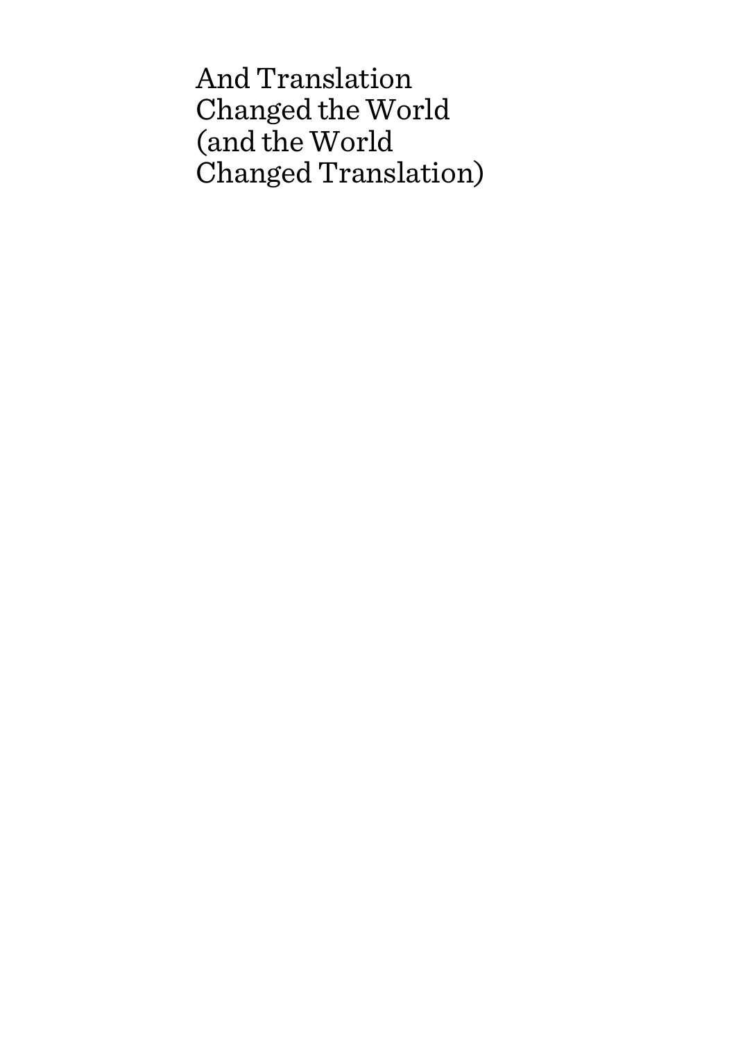# And Translation Changed the World (and the World Changed Translation)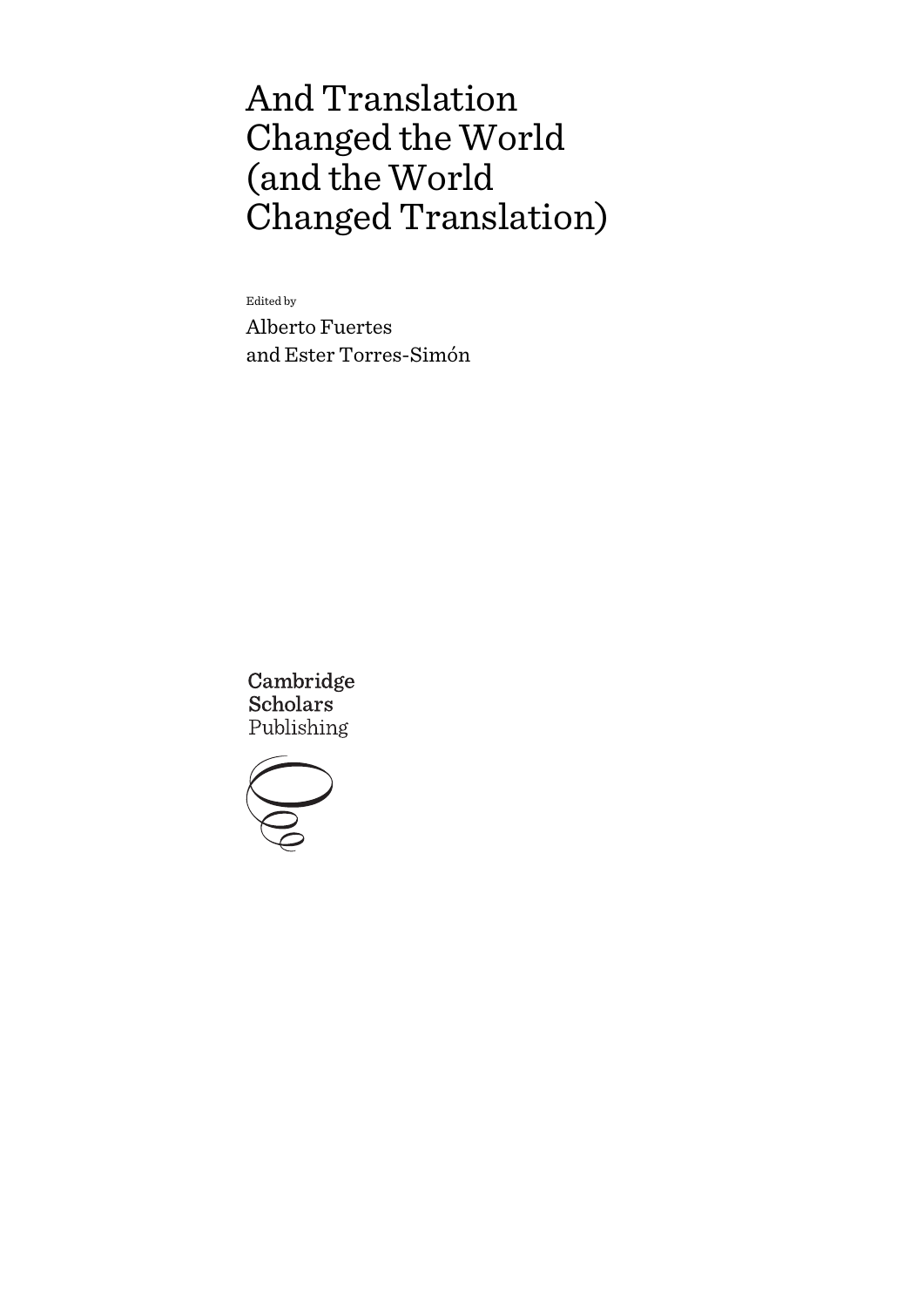# And Translation Changed the World (and the World Changed Translation)

Edited by

Alberto Fuertes and Ester Torres-Simón

Cambridge Scholars Publishing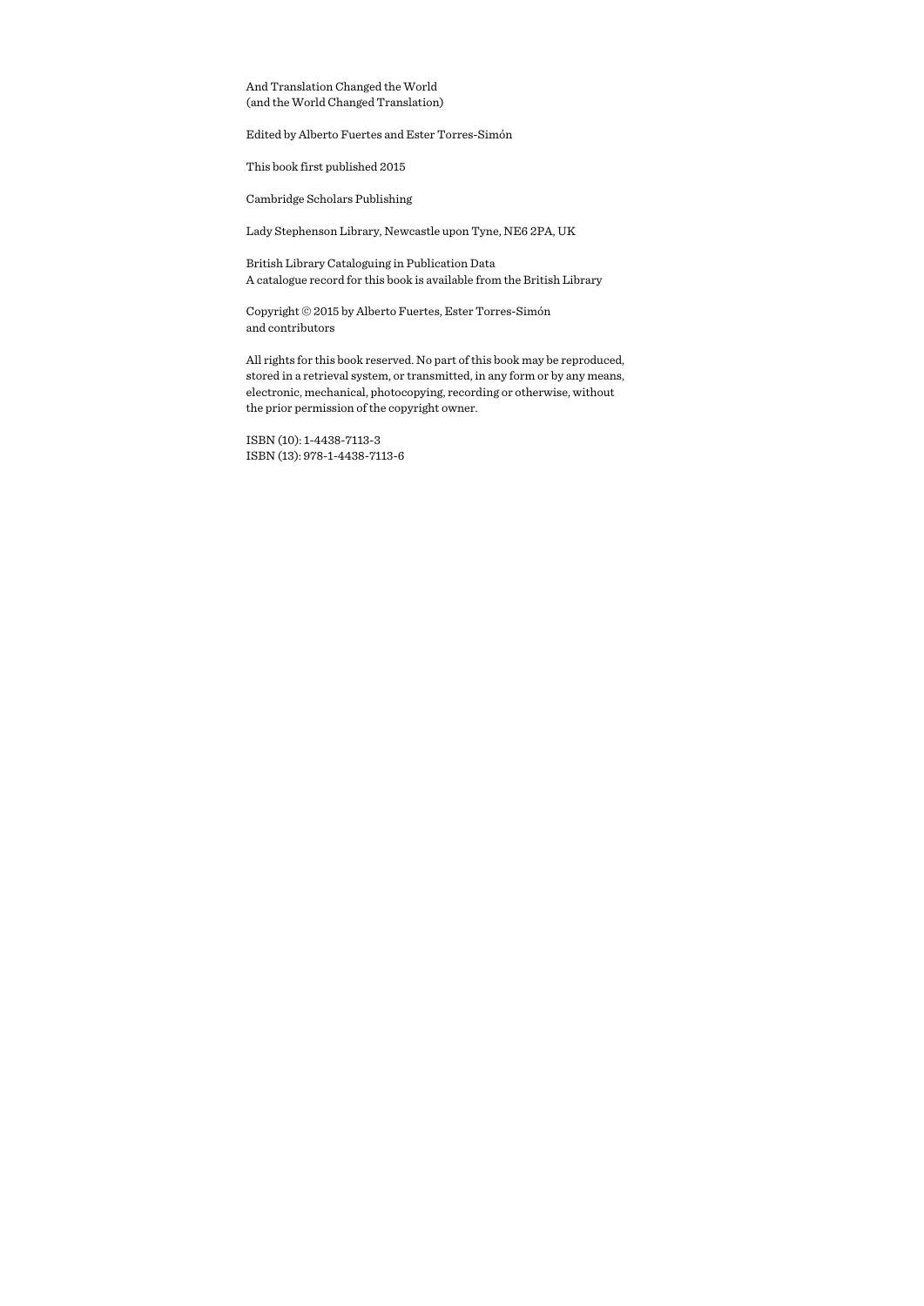And Translation Changed the World
(and the World Changed Translation)

Edited by Alberto Fuertes and Ester Torres-Simón

This book first published 2015

Cambridge Scholars Publishing

Lady Stephenson Library, Newcastle upon Tyne, NE6 2PA, UK

British Library Cataloguing in Publication Data
A catalogue record for this book is available from the British Library

Copyright © 2015 by Alberto Fuertes, Ester Torres-Simón
and contributors

All rights for this book reserved. No part of this book may be reproduced, stored in a retrieval system, or transmitted, in any form or by any means, electronic, mechanical, photocopying, recording or otherwise, without the prior permission of the copyright owner.

ISBN (10): 1-4438-7113-3
ISBN (13): 978-1-4438-7113-6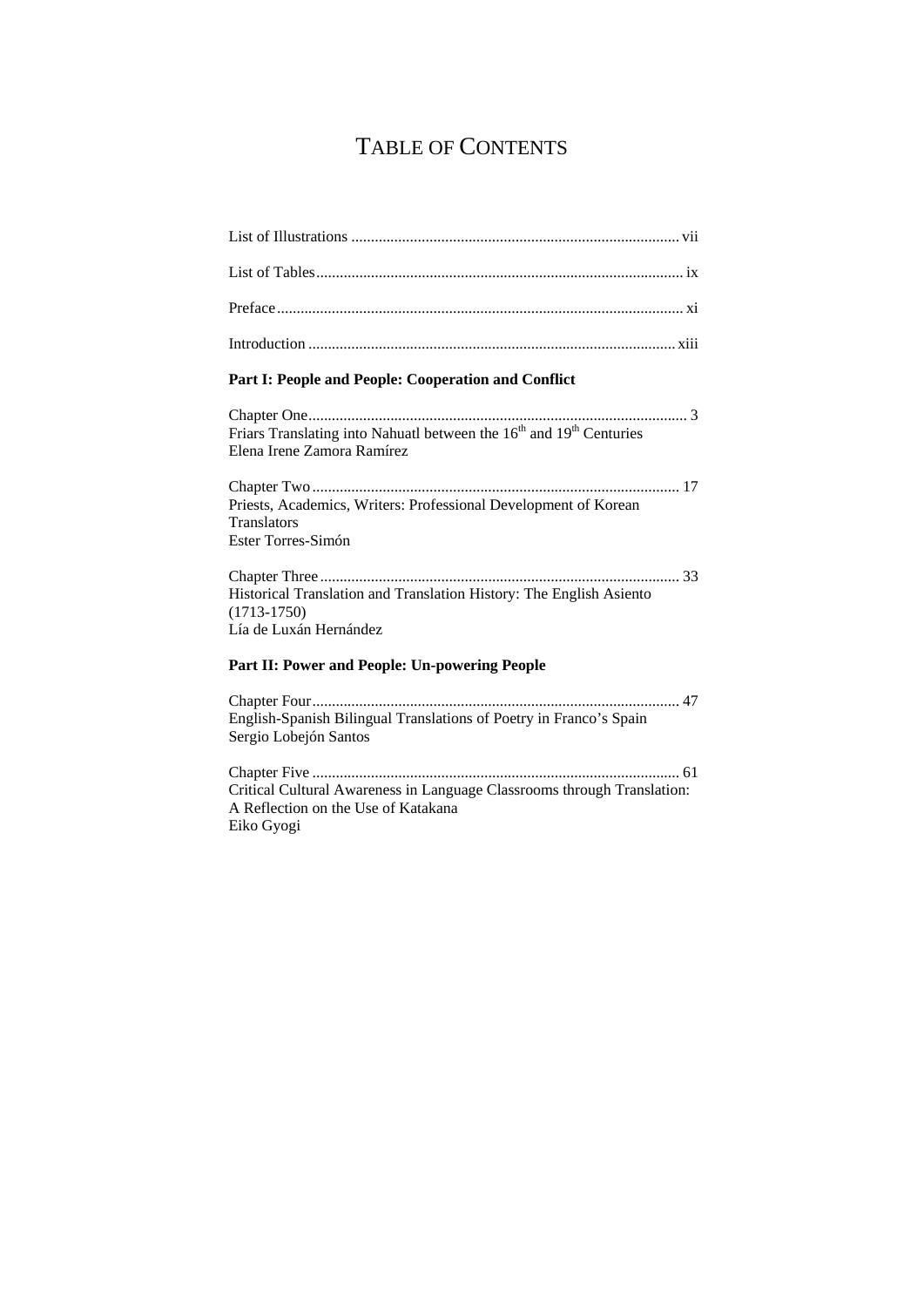# Table of Contents

List of Illustrations ..... vii

List of Tables ..... ix

Preface ..... xi

Introduction ..... xiii

**Part I: People and People: Cooperation and Conflict**

Chapter One ..... 3
Friars Translating into Nahuatl between the $16^{th}$ and $19^{th}$ Centuries
Elena Irene Zamora Ramírez

Chapter Two ..... 17
Priests, Academics, Writers: Professional Development of Korean Translators
Ester Torres-Simón

Chapter Three ..... 33
Historical Translation and Translation History: The English Asiento (1713-1750)
Lía de Luxán Hernández

**Part II: Power and People: Un-powering People**

Chapter Four ..... 47
English-Spanish Bilingual Translations of Poetry in Franco's Spain
Sergio Lobejón Santos

Chapter Five ..... 61
Critical Cultural Awareness in Language Classrooms through Translation: A Reflection on the Use of Katakana
Eiko Gyogi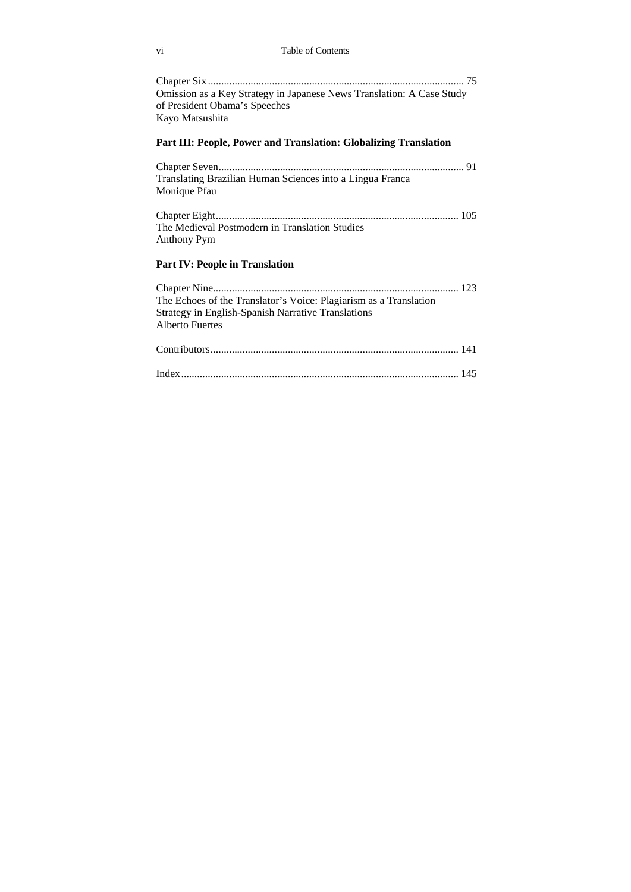Chapter Six ............................................................................................ 75
Omission as a Key Strategy in Japanese News Translation: A Case Study of President Obama's Speeches
Kayo Matsushita

**Part III: People, Power and Translation: Globalizing Translation**

Chapter Seven ........................................................................................ 91
Translating Brazilian Human Sciences into a Lingua Franca
Monique Pfau

Chapter Eight ........................................................................................ 105
The Medieval Postmodern in Translation Studies
Anthony Pym

**Part IV: People in Translation**

Chapter Nine .......................................................................................... 123
The Echoes of the Translator's Voice: Plagiarism as a Translation Strategy in English-Spanish Narrative Translations
Alberto Fuertes

Contributors ........................................................................................... 141

Index ...................................................................................................... 145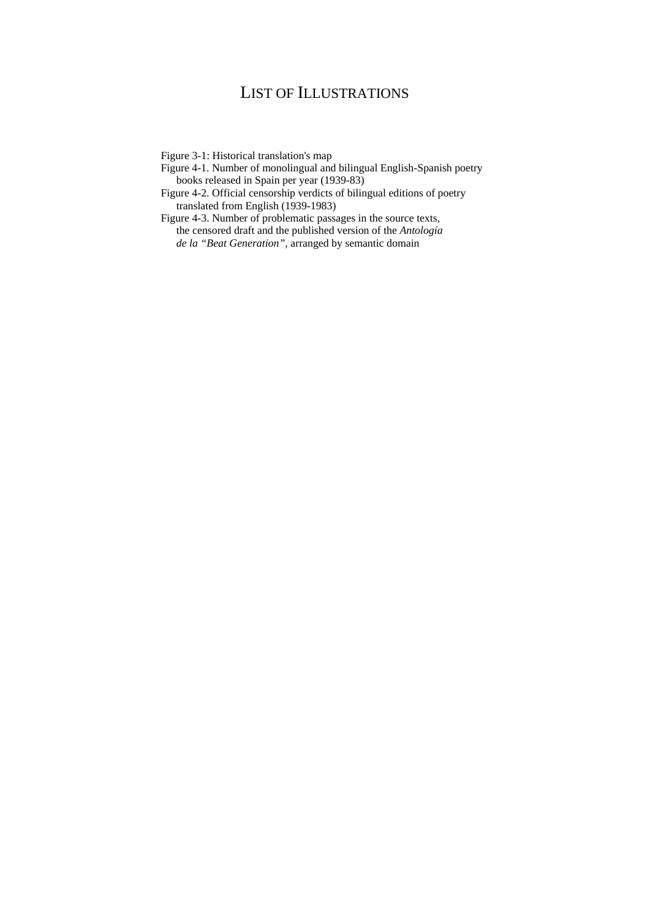# List of Illustrations

Figure 3-1: Historical translation's map

Figure 4-1. Number of monolingual and bilingual English-Spanish poetry books released in Spain per year (1939-83)

Figure 4-2. Official censorship verdicts of bilingual editions of poetry translated from English (1939-1983)

Figure 4-3. Number of problematic passages in the source texts, the censored draft and the published version of the *Antología de la "Beat Generation"*, arranged by semantic domain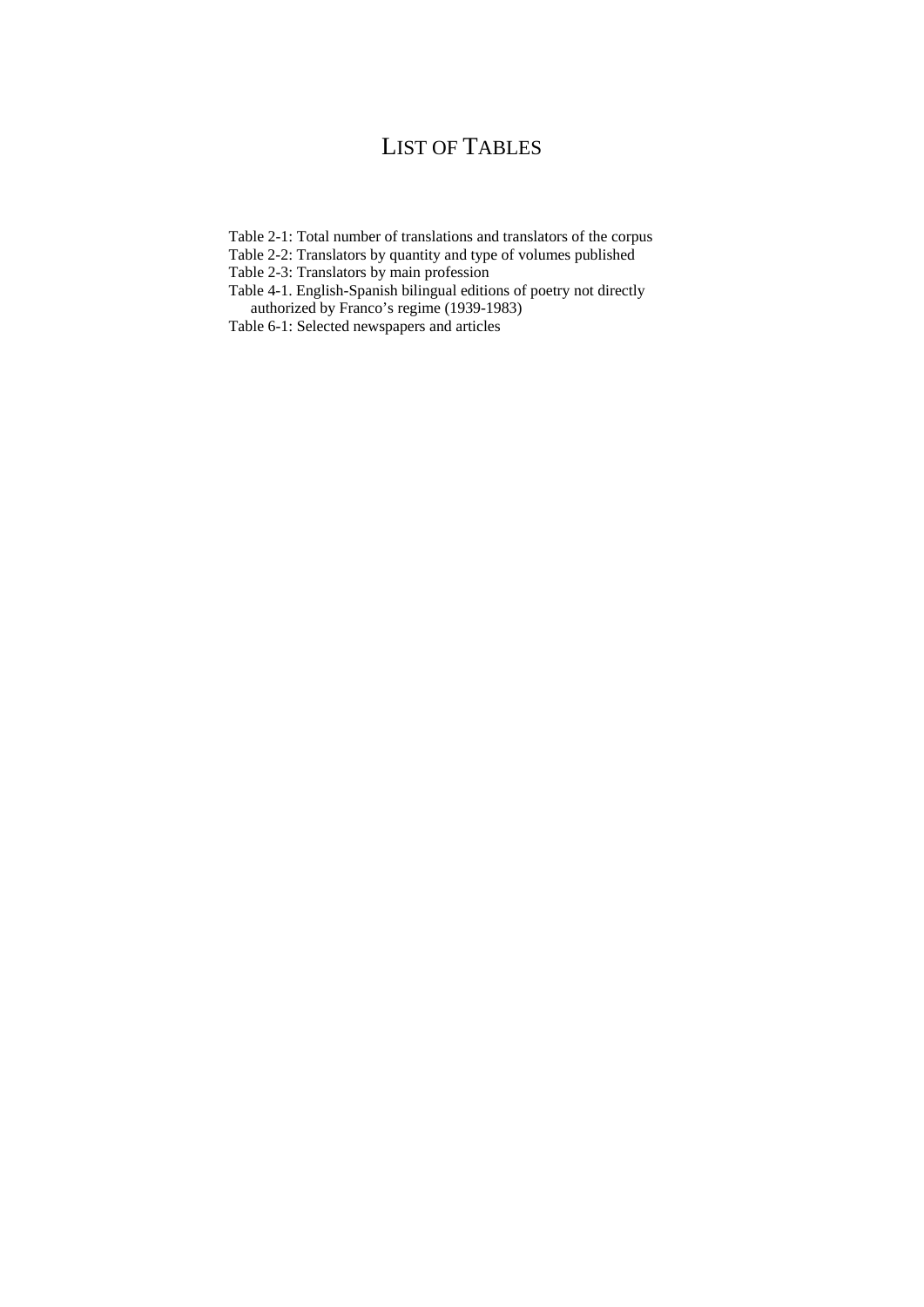# List of Tables

Table 2-1: Total number of translations and translators of the corpus
Table 2-2: Translators by quantity and type of volumes published
Table 2-3: Translators by main profession
Table 4-1. English-Spanish bilingual editions of poetry not directly authorized by Franco's regime (1939-1983)
Table 6-1: Selected newspapers and articles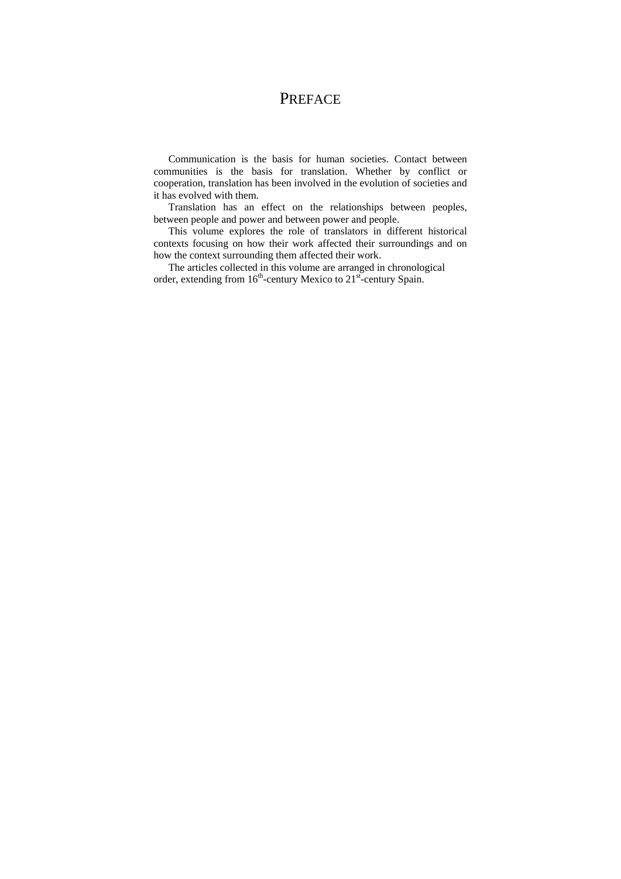# PREFACE

Communication is the basis for human societies. Contact between communities is the basis for translation. Whether by conflict or cooperation, translation has been involved in the evolution of societies and it has evolved with them.

Translation has an effect on the relationships between peoples, between people and power and between power and people.

This volume explores the role of translators in different historical contexts focusing on how their work affected their surroundings and on how the context surrounding them affected their work.

The articles collected in this volume are arranged in chronological order, extending from 16th-century Mexico to 21st-century Spain.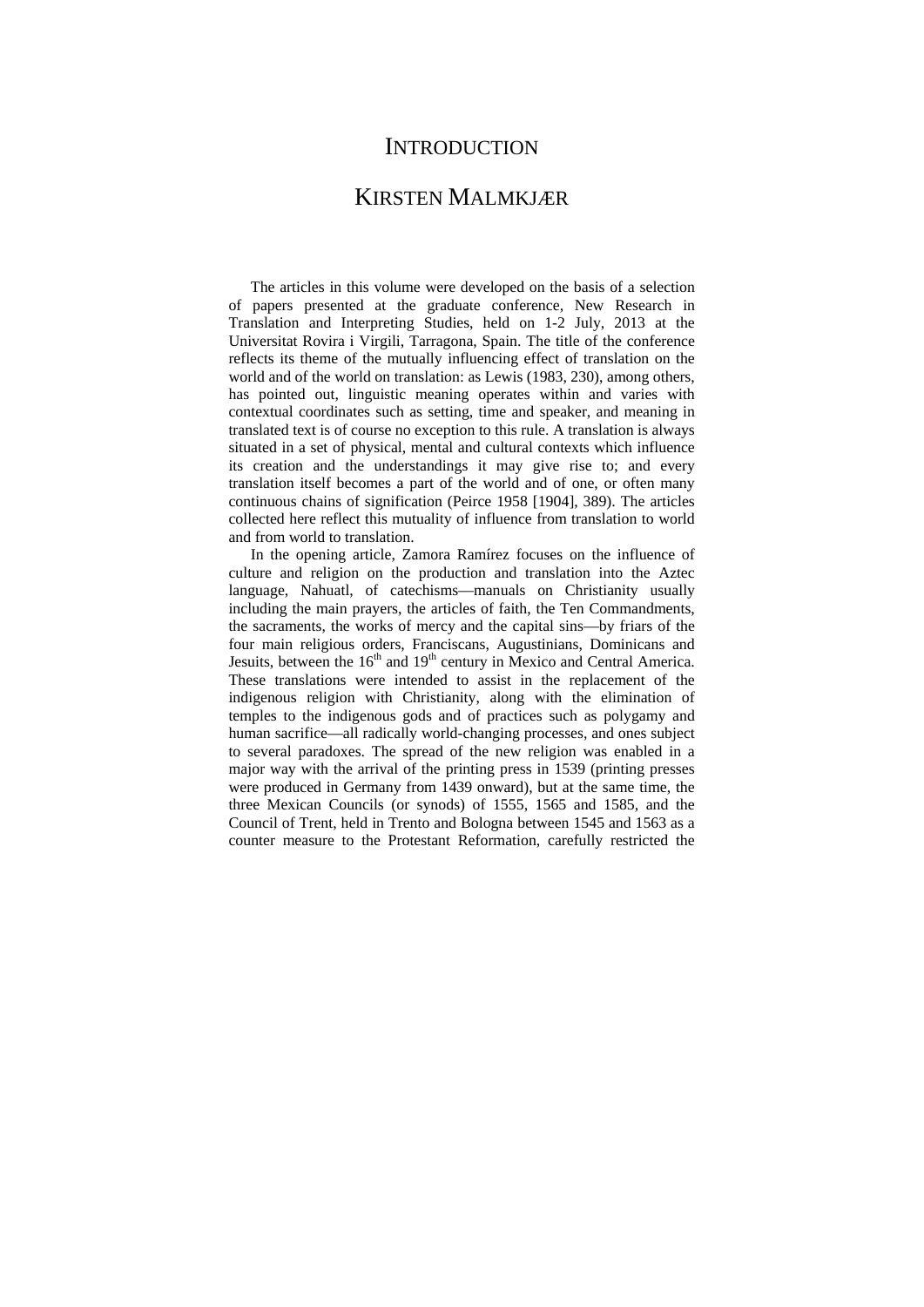# INTRODUCTION

## KIRSTEN MALMKJÆR

The articles in this volume were developed on the basis of a selection of papers presented at the graduate conference, New Research in Translation and Interpreting Studies, held on 1-2 July, 2013 at the Universitat Rovira i Virgili, Tarragona, Spain. The title of the conference reflects its theme of the mutually influencing effect of translation on the world and of the world on translation: as Lewis (1983, 230), among others, has pointed out, linguistic meaning operates within and varies with contextual coordinates such as setting, time and speaker, and meaning in translated text is of course no exception to this rule. A translation is always situated in a set of physical, mental and cultural contexts which influence its creation and the understandings it may give rise to; and every translation itself becomes a part of the world and of one, or often many continuous chains of signification (Peirce 1958 [1904], 389). The articles collected here reflect this mutuality of influence from translation to world and from world to translation.

In the opening article, Zamora Ramírez focuses on the influence of culture and religion on the production and translation into the Aztec language, Nahuatl, of catechisms—manuals on Christianity usually including the main prayers, the articles of faith, the Ten Commandments, the sacraments, the works of mercy and the capital sins—by friars of the four main religious orders, Franciscans, Augustinians, Dominicans and Jesuits, between the 16th and 19th century in Mexico and Central America. These translations were intended to assist in the replacement of the indigenous religion with Christianity, along with the elimination of temples to the indigenous gods and of practices such as polygamy and human sacrifice—all radically world-changing processes, and ones subject to several paradoxes. The spread of the new religion was enabled in a major way with the arrival of the printing press in 1539 (printing presses were produced in Germany from 1439 onward), but at the same time, the three Mexican Councils (or synods) of 1555, 1565 and 1585, and the Council of Trent, held in Trento and Bologna between 1545 and 1563 as a counter measure to the Protestant Reformation, carefully restricted the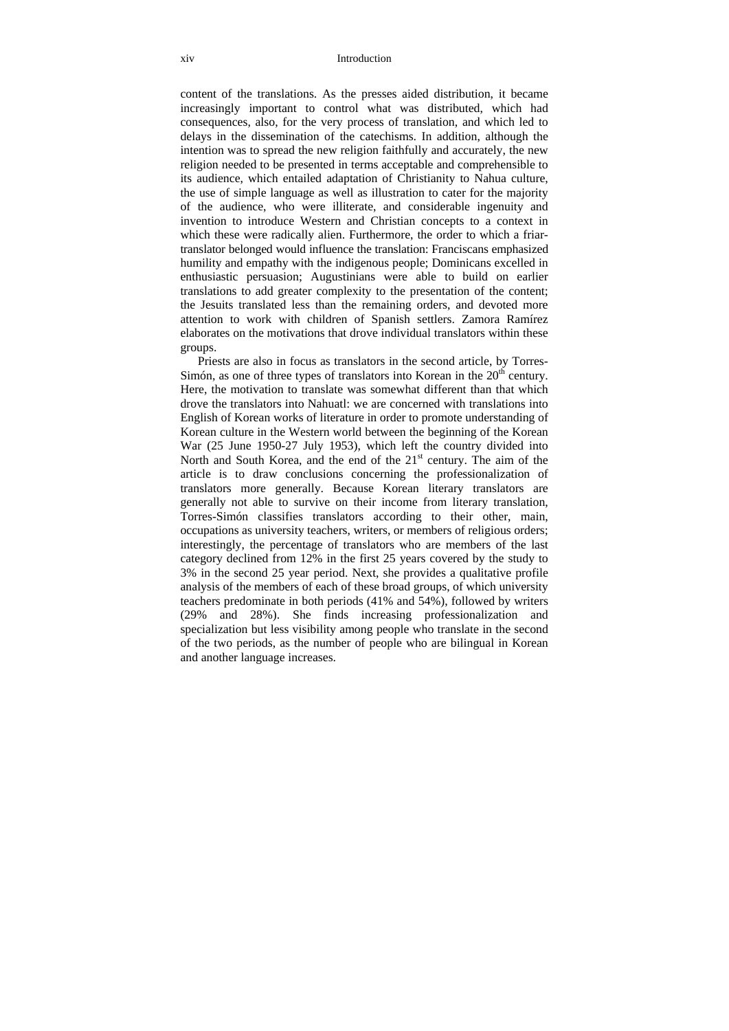content of the translations. As the presses aided distribution, it became increasingly important to control what was distributed, which had consequences, also, for the very process of translation, and which led to delays in the dissemination of the catechisms. In addition, although the intention was to spread the new religion faithfully and accurately, the new religion needed to be presented in terms acceptable and comprehensible to its audience, which entailed adaptation of Christianity to Nahua culture, the use of simple language as well as illustration to cater for the majority of the audience, who were illiterate, and considerable ingenuity and invention to introduce Western and Christian concepts to a context in which these were radically alien. Furthermore, the order to which a friar-translator belonged would influence the translation: Franciscans emphasized humility and empathy with the indigenous people; Dominicans excelled in enthusiastic persuasion; Augustinians were able to build on earlier translations to add greater complexity to the presentation of the content; the Jesuits translated less than the remaining orders, and devoted more attention to work with children of Spanish settlers. Zamora Ramírez elaborates on the motivations that drove individual translators within these groups.

Priests are also in focus as translators in the second article, by Torres-Simón, as one of three types of translators into Korean in the 20th century. Here, the motivation to translate was somewhat different than that which drove the translators into Nahuatl: we are concerned with translations into English of Korean works of literature in order to promote understanding of Korean culture in the Western world between the beginning of the Korean War (25 June 1950-27 July 1953), which left the country divided into North and South Korea, and the end of the 21st century. The aim of the article is to draw conclusions concerning the professionalization of translators more generally. Because Korean literary translators are generally not able to survive on their income from literary translation, Torres-Simón classifies translators according to their other, main, occupations as university teachers, writers, or members of religious orders; interestingly, the percentage of translators who are members of the last category declined from 12% in the first 25 years covered by the study to 3% in the second 25 year period. Next, she provides a qualitative profile analysis of the members of each of these broad groups, of which university teachers predominate in both periods (41% and 54%), followed by writers (29% and 28%). She finds increasing professionalization and specialization but less visibility among people who translate in the second of the two periods, as the number of people who are bilingual in Korean and another language increases.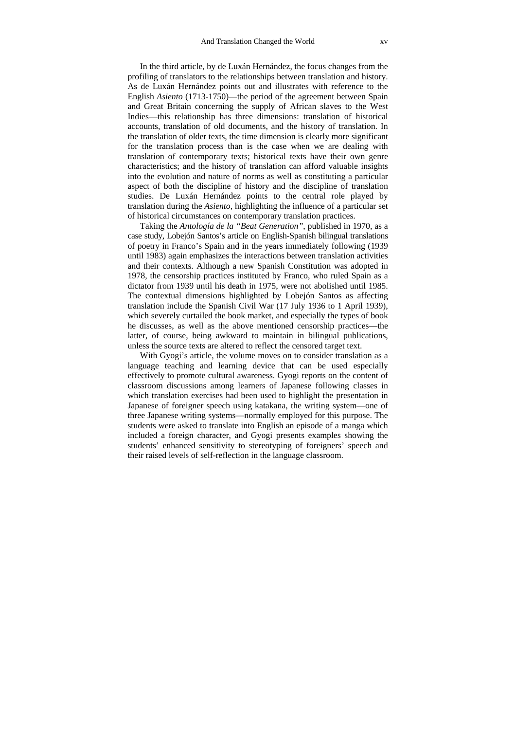In the third article, by de Luxán Hernández, the focus changes from the profiling of translators to the relationships between translation and history. As de Luxán Hernández points out and illustrates with reference to the English *Asiento* (1713-1750)—the period of the agreement between Spain and Great Britain concerning the supply of African slaves to the West Indies—this relationship has three dimensions: translation of historical accounts, translation of old documents, and the history of translation. In the translation of older texts, the time dimension is clearly more significant for the translation process than is the case when we are dealing with translation of contemporary texts; historical texts have their own genre characteristics; and the history of translation can afford valuable insights into the evolution and nature of norms as well as constituting a particular aspect of both the discipline of history and the discipline of translation studies. De Luxán Hernández points to the central role played by translation during the *Asiento*, highlighting the influence of a particular set of historical circumstances on contemporary translation practices.

Taking the *Antología de la "Beat Generation"*, published in 1970, as a case study, Lobejón Santos's article on English-Spanish bilingual translations of poetry in Franco's Spain and in the years immediately following (1939 until 1983) again emphasizes the interactions between translation activities and their contexts. Although a new Spanish Constitution was adopted in 1978, the censorship practices instituted by Franco, who ruled Spain as a dictator from 1939 until his death in 1975, were not abolished until 1985. The contextual dimensions highlighted by Lobejón Santos as affecting translation include the Spanish Civil War (17 July 1936 to 1 April 1939), which severely curtailed the book market, and especially the types of book he discusses, as well as the above mentioned censorship practices—the latter, of course, being awkward to maintain in bilingual publications, unless the source texts are altered to reflect the censored target text.

With Gyogi's article, the volume moves on to consider translation as a language teaching and learning device that can be used especially effectively to promote cultural awareness. Gyogi reports on the content of classroom discussions among learners of Japanese following classes in which translation exercises had been used to highlight the presentation in Japanese of foreigner speech using katakana, the writing system—one of three Japanese writing systems—normally employed for this purpose. The students were asked to translate into English an episode of a manga which included a foreign character, and Gyogi presents examples showing the students' enhanced sensitivity to stereotyping of foreigners' speech and their raised levels of self-reflection in the language classroom.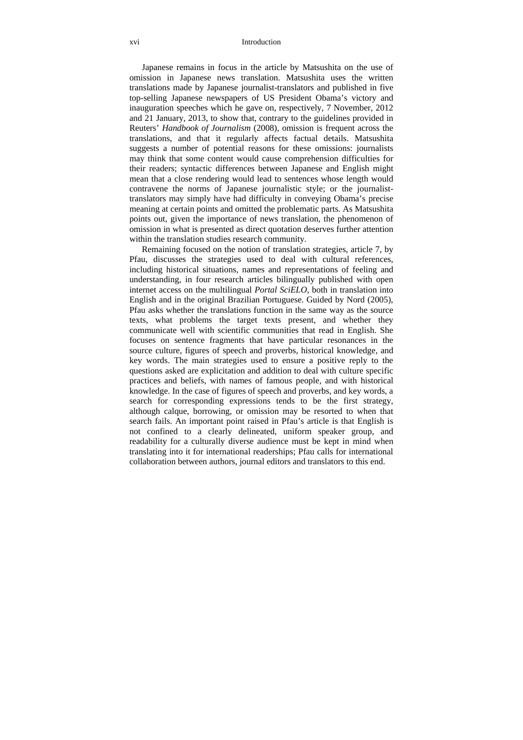Japanese remains in focus in the article by Matsushita on the use of omission in Japanese news translation. Matsushita uses the written translations made by Japanese journalist-translators and published in five top-selling Japanese newspapers of US President Obama's victory and inauguration speeches which he gave on, respectively, 7 November, 2012 and 21 January, 2013, to show that, contrary to the guidelines provided in Reuters' *Handbook of Journalism* (2008), omission is frequent across the translations, and that it regularly affects factual details. Matsushita suggests a number of potential reasons for these omissions: journalists may think that some content would cause comprehension difficulties for their readers; syntactic differences between Japanese and English might mean that a close rendering would lead to sentences whose length would contravene the norms of Japanese journalistic style; or the journalist-translators may simply have had difficulty in conveying Obama's precise meaning at certain points and omitted the problematic parts. As Matsushita points out, given the importance of news translation, the phenomenon of omission in what is presented as direct quotation deserves further attention within the translation studies research community.

Remaining focused on the notion of translation strategies, article 7, by Pfau, discusses the strategies used to deal with cultural references, including historical situations, names and representations of feeling and understanding, in four research articles bilingually published with open internet access on the multilingual *Portal SciELO*, both in translation into English and in the original Brazilian Portuguese. Guided by Nord (2005), Pfau asks whether the translations function in the same way as the source texts, what problems the target texts present, and whether they communicate well with scientific communities that read in English. She focuses on sentence fragments that have particular resonances in the source culture, figures of speech and proverbs, historical knowledge, and key words. The main strategies used to ensure a positive reply to the questions asked are explicitation and addition to deal with culture specific practices and beliefs, with names of famous people, and with historical knowledge. In the case of figures of speech and proverbs, and key words, a search for corresponding expressions tends to be the first strategy, although calque, borrowing, or omission may be resorted to when that search fails. An important point raised in Pfau's article is that English is not confined to a clearly delineated, uniform speaker group, and readability for a culturally diverse audience must be kept in mind when translating into it for international readerships; Pfau calls for international collaboration between authors, journal editors and translators to this end.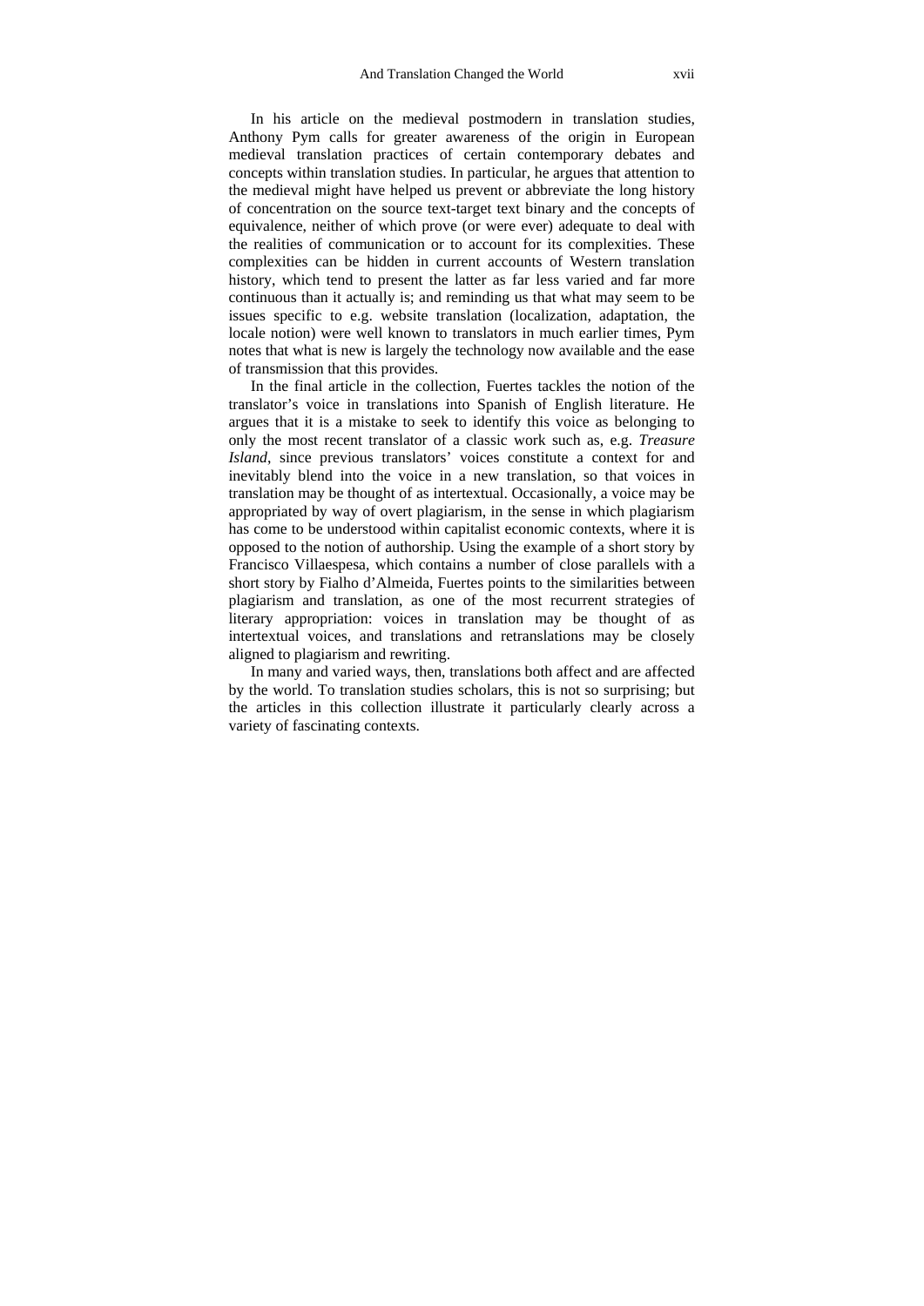In his article on the medieval postmodern in translation studies, Anthony Pym calls for greater awareness of the origin in European medieval translation practices of certain contemporary debates and concepts within translation studies. In particular, he argues that attention to the medieval might have helped us prevent or abbreviate the long history of concentration on the source text-target text binary and the concepts of equivalence, neither of which prove (or were ever) adequate to deal with the realities of communication or to account for its complexities. These complexities can be hidden in current accounts of Western translation history, which tend to present the latter as far less varied and far more continuous than it actually is; and reminding us that what may seem to be issues specific to e.g. website translation (localization, adaptation, the locale notion) were well known to translators in much earlier times, Pym notes that what is new is largely the technology now available and the ease of transmission that this provides.

In the final article in the collection, Fuertes tackles the notion of the translator's voice in translations into Spanish of English literature. He argues that it is a mistake to seek to identify this voice as belonging to only the most recent translator of a classic work such as, e.g. *Treasure Island*, since previous translators' voices constitute a context for and inevitably blend into the voice in a new translation, so that voices in translation may be thought of as intertextual. Occasionally, a voice may be appropriated by way of overt plagiarism, in the sense in which plagiarism has come to be understood within capitalist economic contexts, where it is opposed to the notion of authorship. Using the example of a short story by Francisco Villaespesa, which contains a number of close parallels with a short story by Fialho d'Almeida, Fuertes points to the similarities between plagiarism and translation, as one of the most recurrent strategies of literary appropriation: voices in translation may be thought of as intertextual voices, and translations and retranslations may be closely aligned to plagiarism and rewriting.

In many and varied ways, then, translations both affect and are affected by the world. To translation studies scholars, this is not so surprising; but the articles in this collection illustrate it particularly clearly across a variety of fascinating contexts.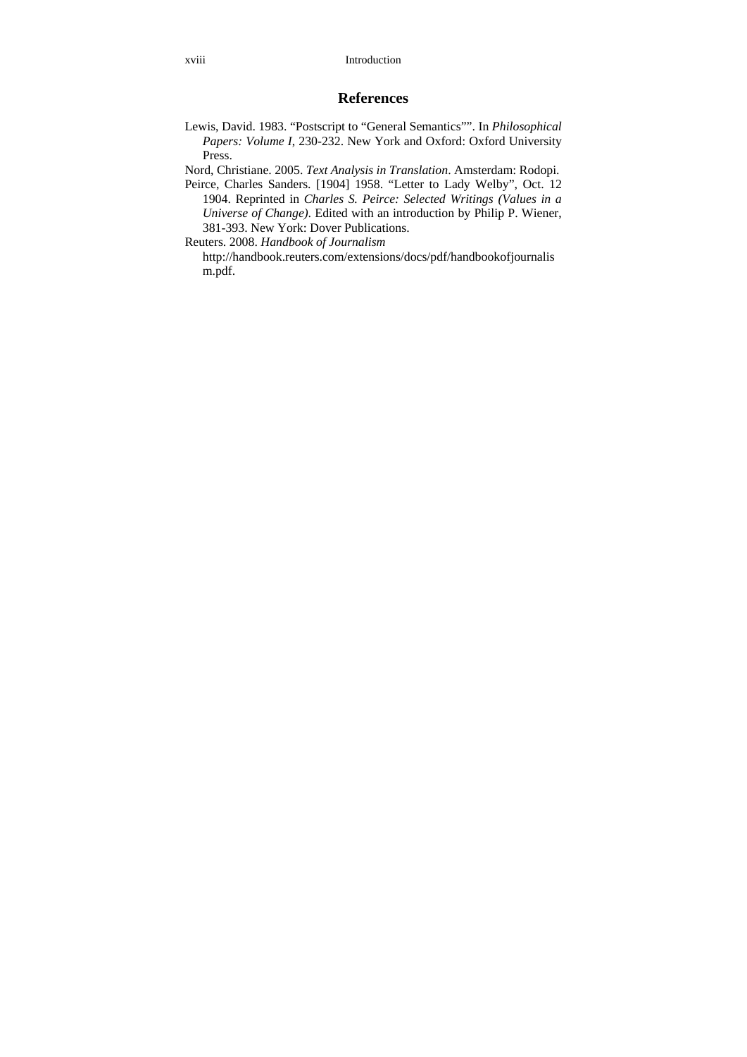## References

Lewis, David. 1983. "Postscript to "General Semantics"". In *Philosophical Papers: Volume I*, 230-232. New York and Oxford: Oxford University Press.

Nord, Christiane. 2005. *Text Analysis in Translation*. Amsterdam: Rodopi.

Peirce, Charles Sanders. [1904] 1958. "Letter to Lady Welby", Oct. 12 1904. Reprinted in *Charles S. Peirce: Selected Writings (Values in a Universe of Change)*. Edited with an introduction by Philip P. Wiener, 381-393. New York: Dover Publications.

Reuters. 2008. *Handbook of Journalism* http://handbook.reuters.com/extensions/docs/pdf/handbookofjournalism.pdf.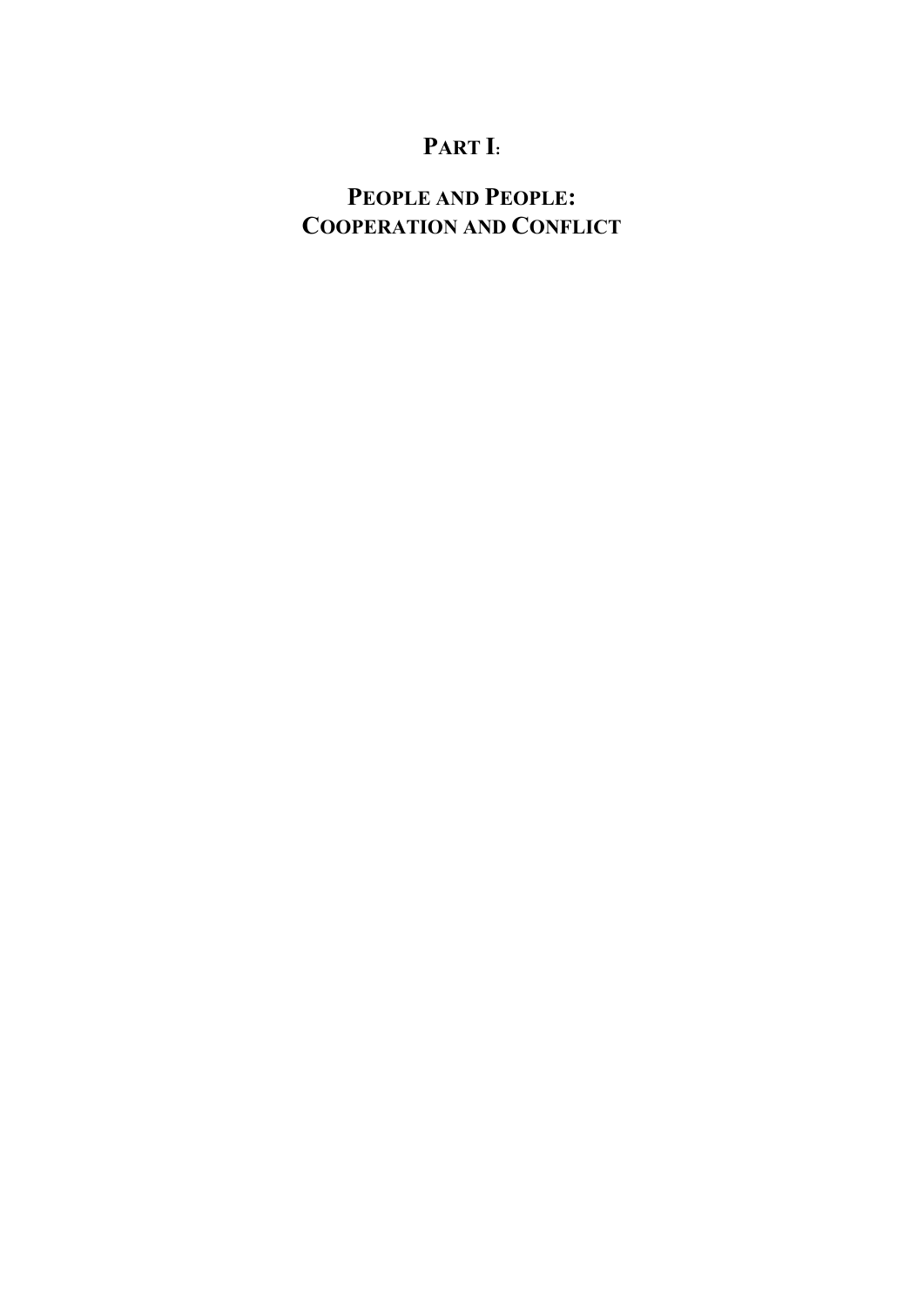# PART I:

# PEOPLE AND PEOPLE: COOPERATION AND CONFLICT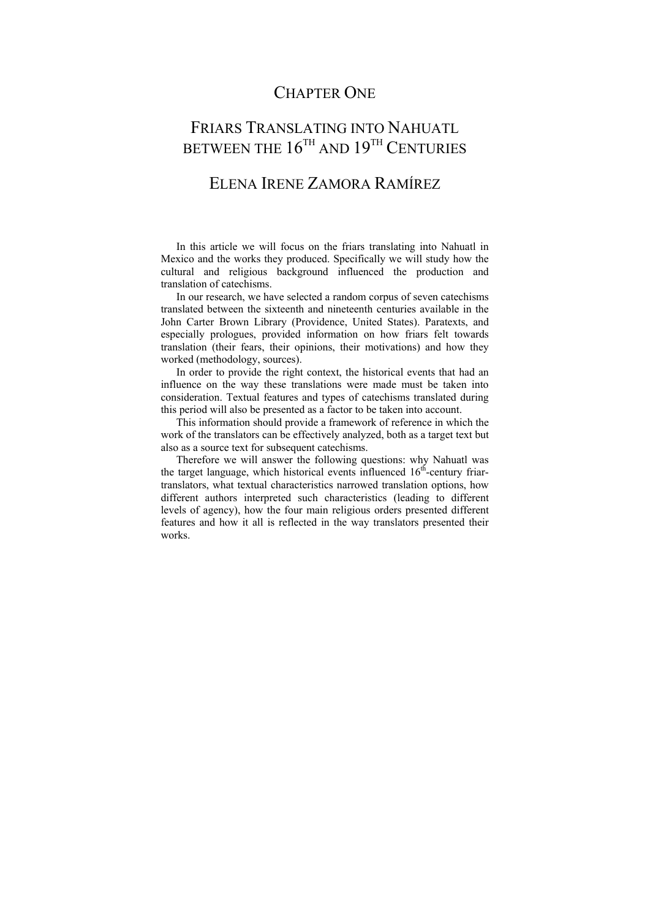# CHAPTER ONE

# FRIARS TRANSLATING INTO NAHUATL BETWEEN THE 16TH AND 19TH CENTURIES

## ELENA IRENE ZAMORA RAMÍREZ

In this article we will focus on the friars translating into Nahuatl in Mexico and the works they produced. Specifically we will study how the cultural and religious background influenced the production and translation of catechisms.

In our research, we have selected a random corpus of seven catechisms translated between the sixteenth and nineteenth centuries available in the John Carter Brown Library (Providence, United States). Paratexts, and especially prologues, provided information on how friars felt towards translation (their fears, their opinions, their motivations) and how they worked (methodology, sources).

In order to provide the right context, the historical events that had an influence on the way these translations were made must be taken into consideration. Textual features and types of catechisms translated during this period will also be presented as a factor to be taken into account.

This information should provide a framework of reference in which the work of the translators can be effectively analyzed, both as a target text but also as a source text for subsequent catechisms.

Therefore we will answer the following questions: why Nahuatl was the target language, which historical events influenced 16th-century friar-translators, what textual characteristics narrowed translation options, how different authors interpreted such characteristics (leading to different levels of agency), how the four main religious orders presented different features and how it all is reflected in the way translators presented their works.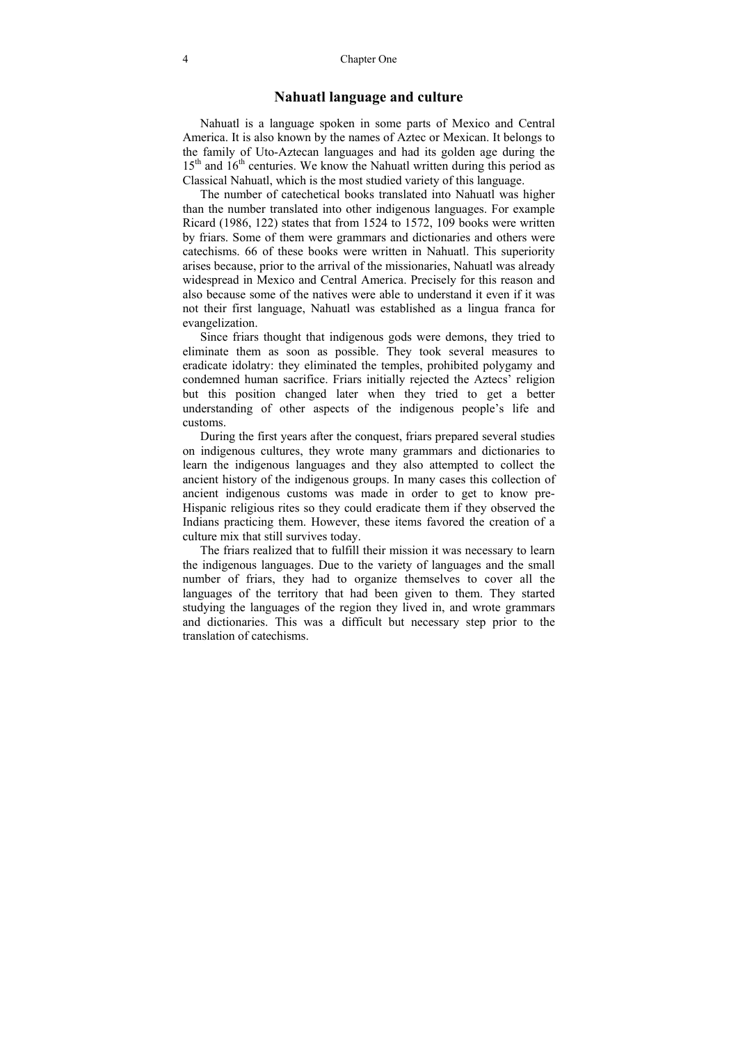## Nahuatl language and culture

Nahuatl is a language spoken in some parts of Mexico and Central America. It is also known by the names of Aztec or Mexican. It belongs to the family of Uto-Aztecan languages and had its golden age during the 15th and 16th centuries. We know the Nahuatl written during this period as Classical Nahuatl, which is the most studied variety of this language.

The number of catechetical books translated into Nahuatl was higher than the number translated into other indigenous languages. For example Ricard (1986, 122) states that from 1524 to 1572, 109 books were written by friars. Some of them were grammars and dictionaries and others were catechisms. 66 of these books were written in Nahuatl. This superiority arises because, prior to the arrival of the missionaries, Nahuatl was already widespread in Mexico and Central America. Precisely for this reason and also because some of the natives were able to understand it even if it was not their first language, Nahuatl was established as a lingua franca for evangelization.

Since friars thought that indigenous gods were demons, they tried to eliminate them as soon as possible. They took several measures to eradicate idolatry: they eliminated the temples, prohibited polygamy and condemned human sacrifice. Friars initially rejected the Aztecs' religion but this position changed later when they tried to get a better understanding of other aspects of the indigenous people's life and customs.

During the first years after the conquest, friars prepared several studies on indigenous cultures, they wrote many grammars and dictionaries to learn the indigenous languages and they also attempted to collect the ancient history of the indigenous groups. In many cases this collection of ancient indigenous customs was made in order to get to know pre-Hispanic religious rites so they could eradicate them if they observed the Indians practicing them. However, these items favored the creation of a culture mix that still survives today.

The friars realized that to fulfill their mission it was necessary to learn the indigenous languages. Due to the variety of languages and the small number of friars, they had to organize themselves to cover all the languages of the territory that had been given to them. They started studying the languages of the region they lived in, and wrote grammars and dictionaries. This was a difficult but necessary step prior to the translation of catechisms.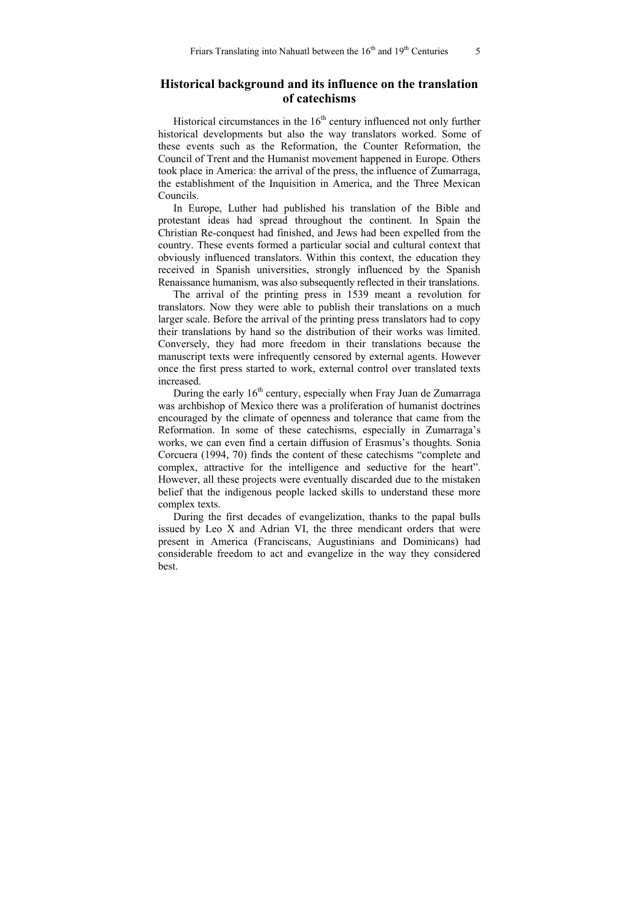## Historical background and its influence on the translation of catechisms

Historical circumstances in the 16th century influenced not only further historical developments but also the way translators worked. Some of these events such as the Reformation, the Counter Reformation, the Council of Trent and the Humanist movement happened in Europe. Others took place in America: the arrival of the press, the influence of Zumarraga, the establishment of the Inquisition in America, and the Three Mexican Councils.

In Europe, Luther had published his translation of the Bible and protestant ideas had spread throughout the continent. In Spain the Christian Re-conquest had finished, and Jews had been expelled from the country. These events formed a particular social and cultural context that obviously influenced translators. Within this context, the education they received in Spanish universities, strongly influenced by the Spanish Renaissance humanism, was also subsequently reflected in their translations.

The arrival of the printing press in 1539 meant a revolution for translators. Now they were able to publish their translations on a much larger scale. Before the arrival of the printing press translators had to copy their translations by hand so the distribution of their works was limited. Conversely, they had more freedom in their translations because the manuscript texts were infrequently censored by external agents. However once the first press started to work, external control over translated texts increased.

During the early 16th century, especially when Fray Juan de Zumarraga was archbishop of Mexico there was a proliferation of humanist doctrines encouraged by the climate of openness and tolerance that came from the Reformation. In some of these catechisms, especially in Zumarraga's works, we can even find a certain diffusion of Erasmus's thoughts. Sonia Corcuera (1994, 70) finds the content of these catechisms "complete and complex, attractive for the intelligence and seductive for the heart". However, all these projects were eventually discarded due to the mistaken belief that the indigenous people lacked skills to understand these more complex texts.

During the first decades of evangelization, thanks to the papal bulls issued by Leo X and Adrian VI, the three mendicant orders that were present in America (Franciscans, Augustinians and Dominicans) had considerable freedom to act and evangelize in the way they considered best.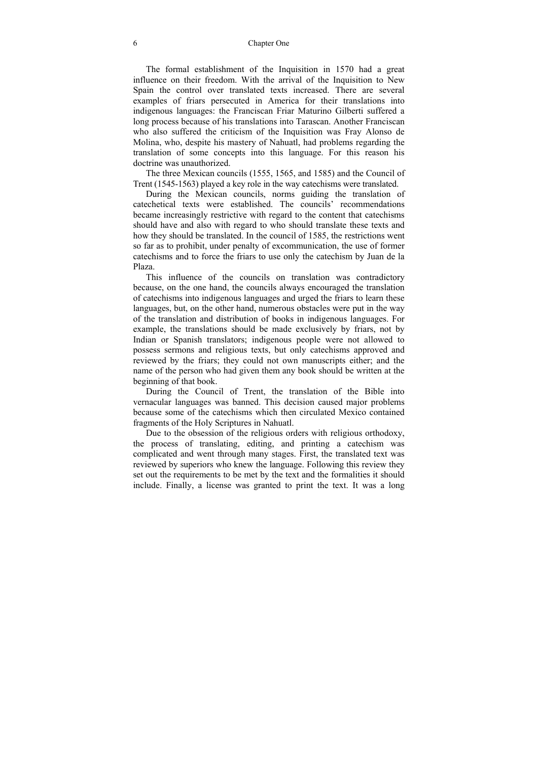The formal establishment of the Inquisition in 1570 had a great influence on their freedom. With the arrival of the Inquisition to New Spain the control over translated texts increased. There are several examples of friars persecuted in America for their translations into indigenous languages: the Franciscan Friar Maturino Gilberti suffered a long process because of his translations into Tarascan. Another Franciscan who also suffered the criticism of the Inquisition was Fray Alonso de Molina, who, despite his mastery of Nahuatl, had problems regarding the translation of some concepts into this language. For this reason his doctrine was unauthorized.

The three Mexican councils (1555, 1565, and 1585) and the Council of Trent (1545-1563) played a key role in the way catechisms were translated.

During the Mexican councils, norms guiding the translation of catechetical texts were established. The councils' recommendations became increasingly restrictive with regard to the content that catechisms should have and also with regard to who should translate these texts and how they should be translated. In the council of 1585, the restrictions went so far as to prohibit, under penalty of excommunication, the use of former catechisms and to force the friars to use only the catechism by Juan de la Plaza.

This influence of the councils on translation was contradictory because, on the one hand, the councils always encouraged the translation of catechisms into indigenous languages and urged the friars to learn these languages, but, on the other hand, numerous obstacles were put in the way of the translation and distribution of books in indigenous languages. For example, the translations should be made exclusively by friars, not by Indian or Spanish translators; indigenous people were not allowed to possess sermons and religious texts, but only catechisms approved and reviewed by the friars; they could not own manuscripts either; and the name of the person who had given them any book should be written at the beginning of that book.

During the Council of Trent, the translation of the Bible into vernacular languages was banned. This decision caused major problems because some of the catechisms which then circulated Mexico contained fragments of the Holy Scriptures in Nahuatl.

Due to the obsession of the religious orders with religious orthodoxy, the process of translating, editing, and printing a catechism was complicated and went through many stages. First, the translated text was reviewed by superiors who knew the language. Following this review they set out the requirements to be met by the text and the formalities it should include. Finally, a license was granted to print the text. It was a long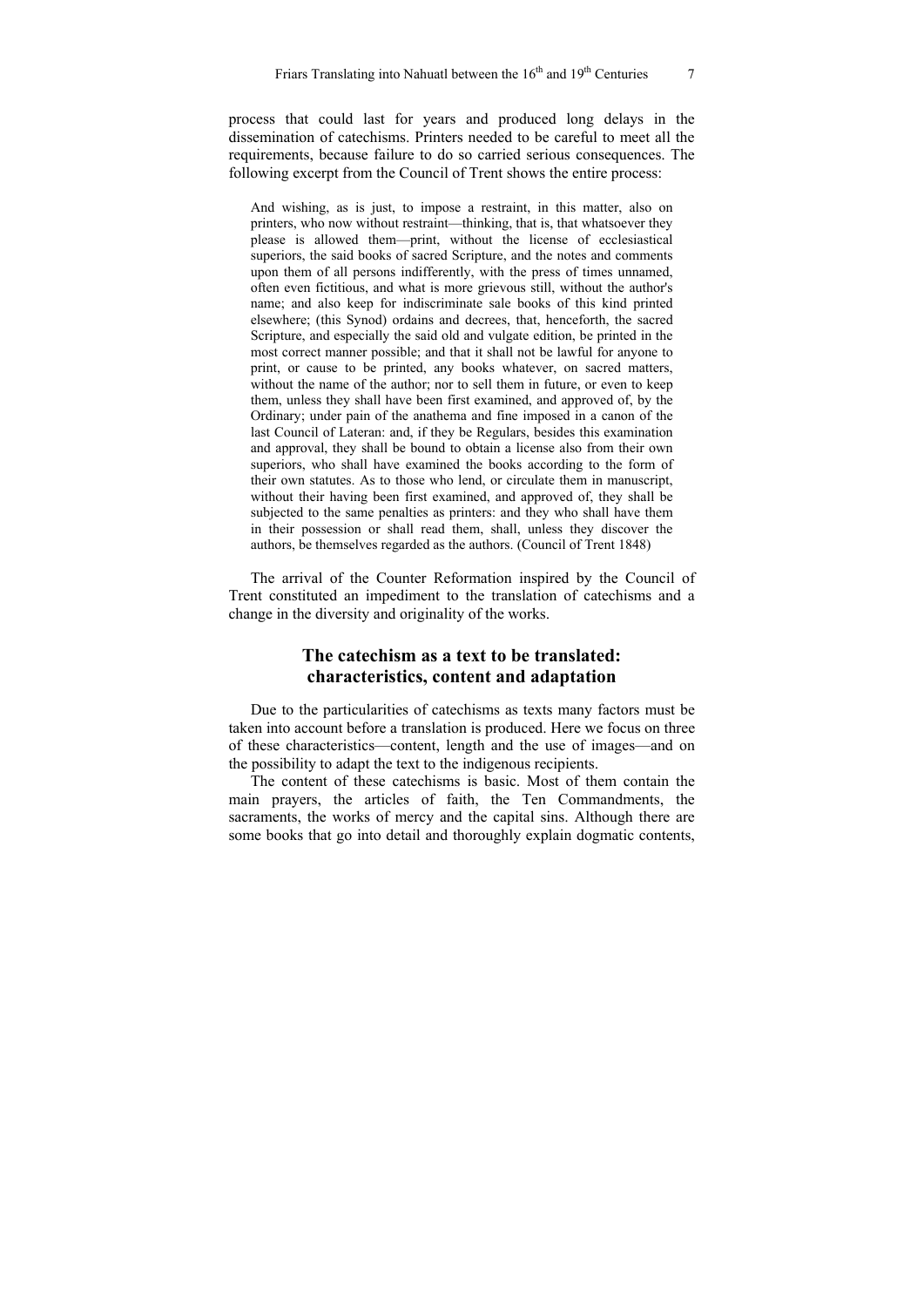process that could last for years and produced long delays in the dissemination of catechisms. Printers needed to be careful to meet all the requirements, because failure to do so carried serious consequences. The following excerpt from the Council of Trent shows the entire process:

> And wishing, as is just, to impose a restraint, in this matter, also on printers, who now without restraint—thinking, that is, that whatsoever they please is allowed them—print, without the license of ecclesiastical superiors, the said books of sacred Scripture, and the notes and comments upon them of all persons indifferently, with the press of times unnamed, often even fictitious, and what is more grievous still, without the author's name; and also keep for indiscriminate sale books of this kind printed elsewhere; (this Synod) ordains and decrees, that, henceforth, the sacred Scripture, and especially the said old and vulgate edition, be printed in the most correct manner possible; and that it shall not be lawful for anyone to print, or cause to be printed, any books whatever, on sacred matters, without the name of the author; nor to sell them in future, or even to keep them, unless they shall have been first examined, and approved of, by the Ordinary; under pain of the anathema and fine imposed in a canon of the last Council of Lateran: and, if they be Regulars, besides this examination and approval, they shall be bound to obtain a license also from their own superiors, who shall have examined the books according to the form of their own statutes. As to those who lend, or circulate them in manuscript, without their having been first examined, and approved of, they shall be subjected to the same penalties as printers: and they who shall have them in their possession or shall read them, shall, unless they discover the authors, be themselves regarded as the authors. (Council of Trent 1848)

The arrival of the Counter Reformation inspired by the Council of Trent constituted an impediment to the translation of catechisms and a change in the diversity and originality of the works.

## The catechism as a text to be translated: characteristics, content and adaptation

Due to the particularities of catechisms as texts many factors must be taken into account before a translation is produced. Here we focus on three of these characteristics—content, length and the use of images—and on the possibility to adapt the text to the indigenous recipients.

The content of these catechisms is basic. Most of them contain the main prayers, the articles of faith, the Ten Commandments, the sacraments, the works of mercy and the capital sins. Although there are some books that go into detail and thoroughly explain dogmatic contents,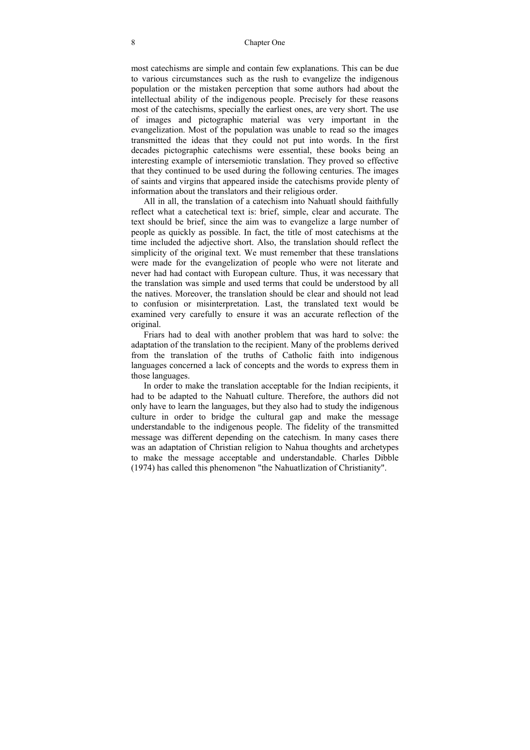most catechisms are simple and contain few explanations. This can be due to various circumstances such as the rush to evangelize the indigenous population or the mistaken perception that some authors had about the intellectual ability of the indigenous people. Precisely for these reasons most of the catechisms, specially the earliest ones, are very short. The use of images and pictographic material was very important in the evangelization. Most of the population was unable to read so the images transmitted the ideas that they could not put into words. In the first decades pictographic catechisms were essential, these books being an interesting example of intersemiotic translation. They proved so effective that they continued to be used during the following centuries. The images of saints and virgins that appeared inside the catechisms provide plenty of information about the translators and their religious order.

All in all, the translation of a catechism into Nahuatl should faithfully reflect what a catechetical text is: brief, simple, clear and accurate. The text should be brief, since the aim was to evangelize a large number of people as quickly as possible. In fact, the title of most catechisms at the time included the adjective short. Also, the translation should reflect the simplicity of the original text. We must remember that these translations were made for the evangelization of people who were not literate and never had had contact with European culture. Thus, it was necessary that the translation was simple and used terms that could be understood by all the natives. Moreover, the translation should be clear and should not lead to confusion or misinterpretation. Last, the translated text would be examined very carefully to ensure it was an accurate reflection of the original.

Friars had to deal with another problem that was hard to solve: the adaptation of the translation to the recipient. Many of the problems derived from the translation of the truths of Catholic faith into indigenous languages concerned a lack of concepts and the words to express them in those languages.

In order to make the translation acceptable for the Indian recipients, it had to be adapted to the Nahuatl culture. Therefore, the authors did not only have to learn the languages, but they also had to study the indigenous culture in order to bridge the cultural gap and make the message understandable to the indigenous people. The fidelity of the transmitted message was different depending on the catechism. In many cases there was an adaptation of Christian religion to Nahua thoughts and archetypes to make the message acceptable and understandable. Charles Dibble (1974) has called this phenomenon "the Nahuatlization of Christianity".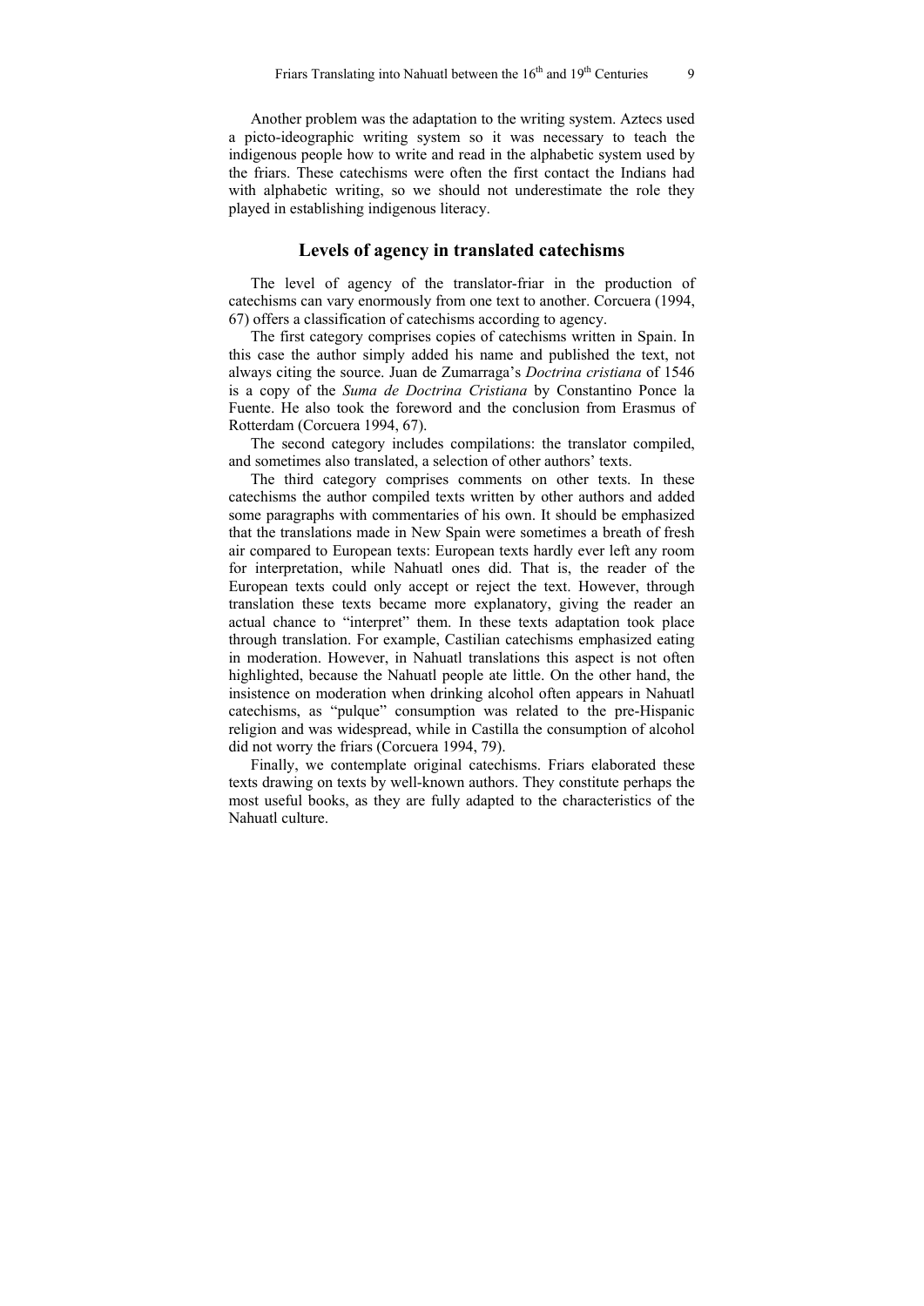Another problem was the adaptation to the writing system. Aztecs used a picto-ideographic writing system so it was necessary to teach the indigenous people how to write and read in the alphabetic system used by the friars. These catechisms were often the first contact the Indians had with alphabetic writing, so we should not underestimate the role they played in establishing indigenous literacy.

## Levels of agency in translated catechisms

The level of agency of the translator-friar in the production of catechisms can vary enormously from one text to another. Corcuera (1994, 67) offers a classification of catechisms according to agency.

The first category comprises copies of catechisms written in Spain. In this case the author simply added his name and published the text, not always citing the source. Juan de Zumarraga's *Doctrina cristiana* of 1546 is a copy of the *Suma de Doctrina Cristiana* by Constantino Ponce la Fuente. He also took the foreword and the conclusion from Erasmus of Rotterdam (Corcuera 1994, 67).

The second category includes compilations: the translator compiled, and sometimes also translated, a selection of other authors' texts.

The third category comprises comments on other texts. In these catechisms the author compiled texts written by other authors and added some paragraphs with commentaries of his own. It should be emphasized that the translations made in New Spain were sometimes a breath of fresh air compared to European texts: European texts hardly ever left any room for interpretation, while Nahuatl ones did. That is, the reader of the European texts could only accept or reject the text. However, through translation these texts became more explanatory, giving the reader an actual chance to "interpret" them. In these texts adaptation took place through translation. For example, Castilian catechisms emphasized eating in moderation. However, in Nahuatl translations this aspect is not often highlighted, because the Nahuatl people ate little. On the other hand, the insistence on moderation when drinking alcohol often appears in Nahuatl catechisms, as "pulque" consumption was related to the pre-Hispanic religion and was widespread, while in Castilla the consumption of alcohol did not worry the friars (Corcuera 1994, 79).

Finally, we contemplate original catechisms. Friars elaborated these texts drawing on texts by well-known authors. They constitute perhaps the most useful books, as they are fully adapted to the characteristics of the Nahuatl culture.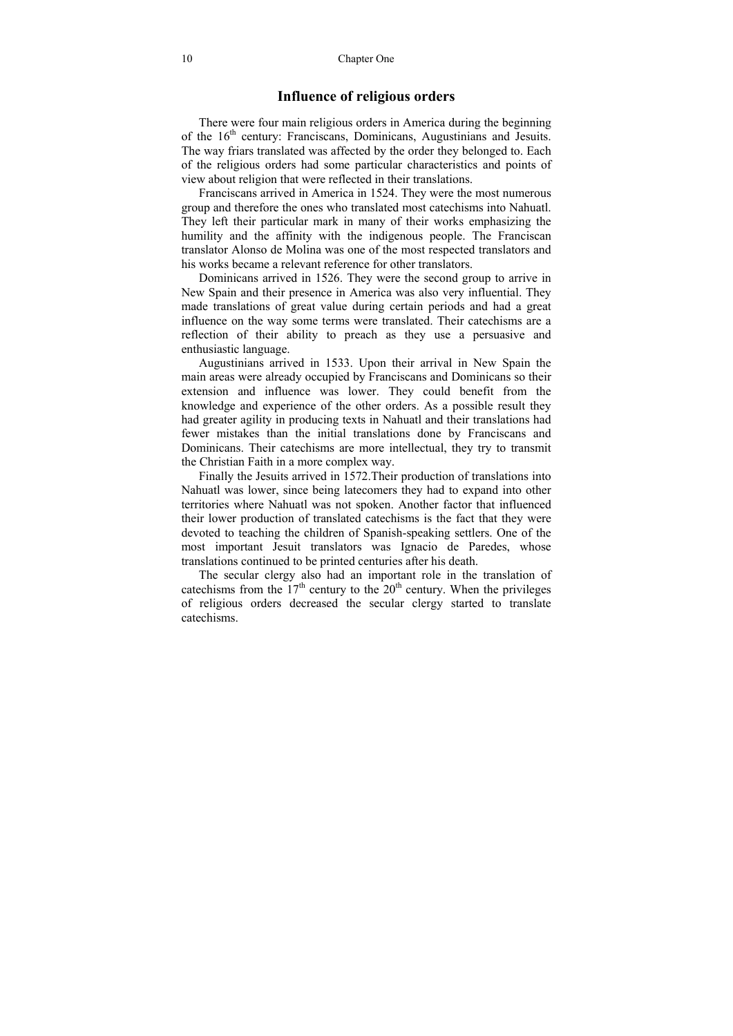## Influence of religious orders

There were four main religious orders in America during the beginning of the 16th century: Franciscans, Dominicans, Augustinians and Jesuits. The way friars translated was affected by the order they belonged to. Each of the religious orders had some particular characteristics and points of view about religion that were reflected in their translations.

Franciscans arrived in America in 1524. They were the most numerous group and therefore the ones who translated most catechisms into Nahuatl. They left their particular mark in many of their works emphasizing the humility and the affinity with the indigenous people. The Franciscan translator Alonso de Molina was one of the most respected translators and his works became a relevant reference for other translators.

Dominicans arrived in 1526. They were the second group to arrive in New Spain and their presence in America was also very influential. They made translations of great value during certain periods and had a great influence on the way some terms were translated. Their catechisms are a reflection of their ability to preach as they use a persuasive and enthusiastic language.

Augustinians arrived in 1533. Upon their arrival in New Spain the main areas were already occupied by Franciscans and Dominicans so their extension and influence was lower. They could benefit from the knowledge and experience of the other orders. As a possible result they had greater agility in producing texts in Nahuatl and their translations had fewer mistakes than the initial translations done by Franciscans and Dominicans. Their catechisms are more intellectual, they try to transmit the Christian Faith in a more complex way.

Finally the Jesuits arrived in 1572.Their production of translations into Nahuatl was lower, since being latecomers they had to expand into other territories where Nahuatl was not spoken. Another factor that influenced their lower production of translated catechisms is the fact that they were devoted to teaching the children of Spanish-speaking settlers. One of the most important Jesuit translators was Ignacio de Paredes, whose translations continued to be printed centuries after his death.

The secular clergy also had an important role in the translation of catechisms from the 17th century to the 20th century. When the privileges of religious orders decreased the secular clergy started to translate catechisms.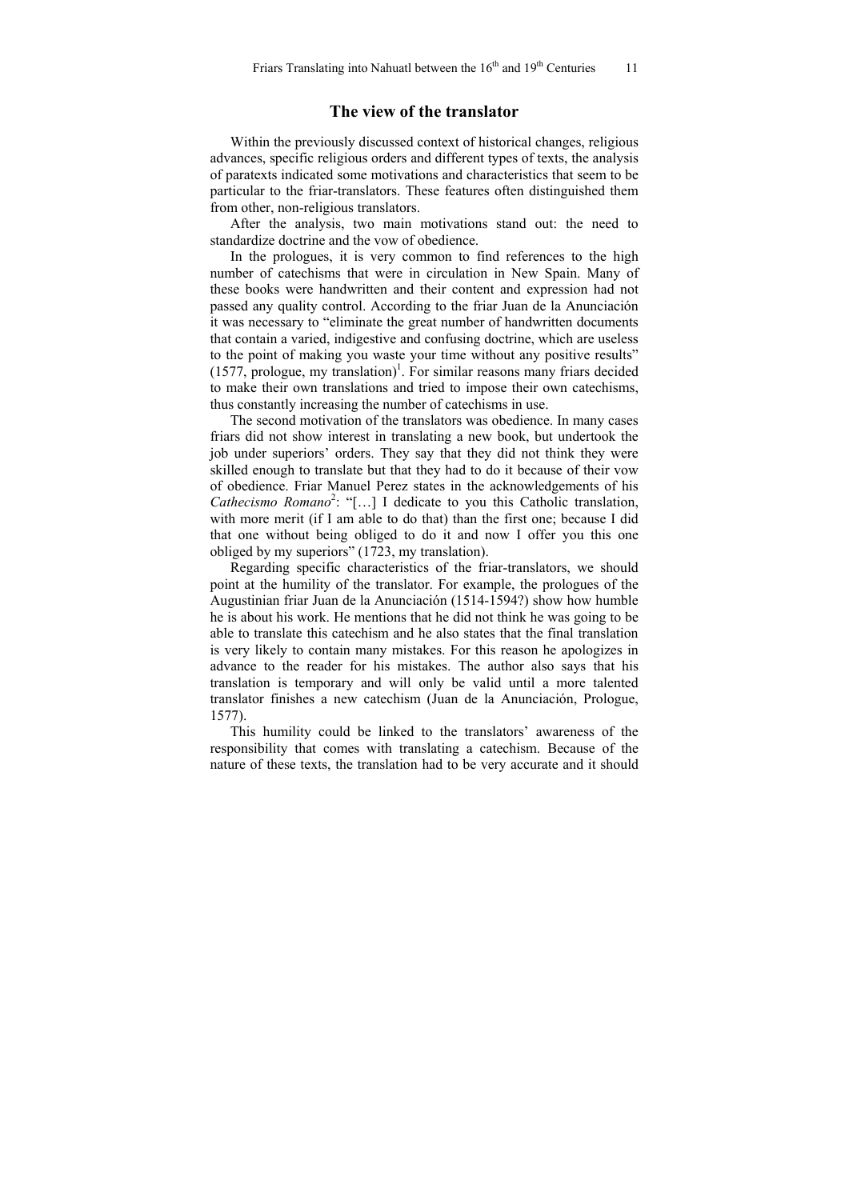## The view of the translator

Within the previously discussed context of historical changes, religious advances, specific religious orders and different types of texts, the analysis of paratexts indicated some motivations and characteristics that seem to be particular to the friar-translators. These features often distinguished them from other, non-religious translators.

After the analysis, two main motivations stand out: the need to standardize doctrine and the vow of obedience.

In the prologues, it is very common to find references to the high number of catechisms that were in circulation in New Spain. Many of these books were handwritten and their content and expression had not passed any quality control. According to the friar Juan de la Anunciación it was necessary to "eliminate the great number of handwritten documents that contain a varied, indigestive and confusing doctrine, which are useless to the point of making you waste your time without any positive results" (1577, prologue, my translation)[1]. For similar reasons many friars decided to make their own translations and tried to impose their own catechisms, thus constantly increasing the number of catechisms in use.

The second motivation of the translators was obedience. In many cases friars did not show interest in translating a new book, but undertook the job under superiors' orders. They say that they did not think they were skilled enough to translate but that they had to do it because of their vow of obedience. Friar Manuel Perez states in the acknowledgements of his *Cathecismo Romano*[2]: "[…] I dedicate to you this Catholic translation, with more merit (if I am able to do that) than the first one; because I did that one without being obliged to do it and now I offer you this one obliged by my superiors" (1723, my translation).

Regarding specific characteristics of the friar-translators, we should point at the humility of the translator. For example, the prologues of the Augustinian friar Juan de la Anunciación (1514-1594?) show how humble he is about his work. He mentions that he did not think he was going to be able to translate this catechism and he also states that the final translation is very likely to contain many mistakes. For this reason he apologizes in advance to the reader for his mistakes. The author also says that his translation is temporary and will only be valid until a more talented translator finishes a new catechism (Juan de la Anunciación, Prologue, 1577).

This humility could be linked to the translators' awareness of the responsibility that comes with translating a catechism. Because of the nature of these texts, the translation had to be very accurate and it should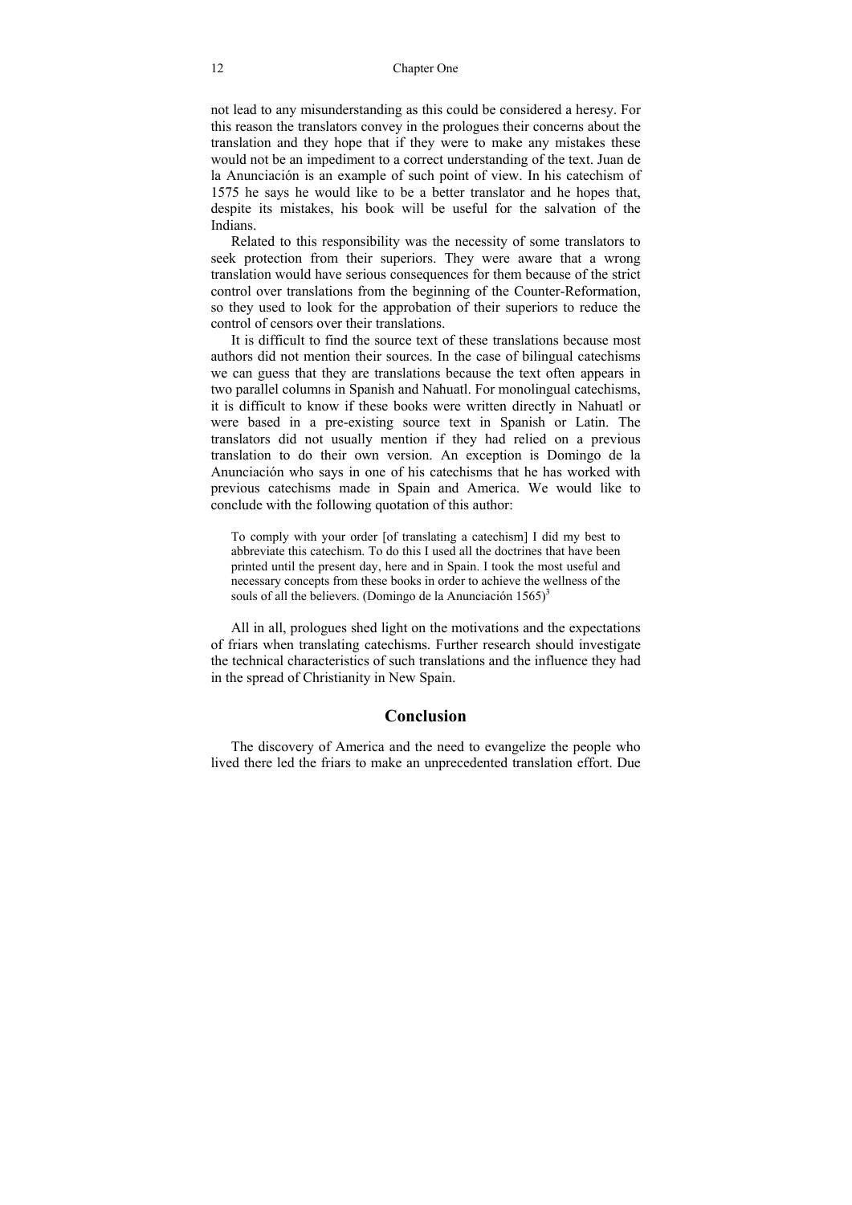not lead to any misunderstanding as this could be considered a heresy. For this reason the translators convey in the prologues their concerns about the translation and they hope that if they were to make any mistakes these would not be an impediment to a correct understanding of the text. Juan de la Anunciación is an example of such point of view. In his catechism of 1575 he says he would like to be a better translator and he hopes that, despite its mistakes, his book will be useful for the salvation of the Indians.

Related to this responsibility was the necessity of some translators to seek protection from their superiors. They were aware that a wrong translation would have serious consequences for them because of the strict control over translations from the beginning of the Counter-Reformation, so they used to look for the approbation of their superiors to reduce the control of censors over their translations.

It is difficult to find the source text of these translations because most authors did not mention their sources. In the case of bilingual catechisms we can guess that they are translations because the text often appears in two parallel columns in Spanish and Nahuatl. For monolingual catechisms, it is difficult to know if these books were written directly in Nahuatl or were based in a pre-existing source text in Spanish or Latin. The translators did not usually mention if they had relied on a previous translation to do their own version. An exception is Domingo de la Anunciación who says in one of his catechisms that he has worked with previous catechisms made in Spain and America. We would like to conclude with the following quotation of this author:

> To comply with your order [of translating a catechism] I did my best to abbreviate this catechism. To do this I used all the doctrines that have been printed until the present day, here and in Spain. I took the most useful and necessary concepts from these books in order to achieve the wellness of the souls of all the believers. (Domingo de la Anunciación 1565)[3]

All in all, prologues shed light on the motivations and the expectations of friars when translating catechisms. Further research should investigate the technical characteristics of such translations and the influence they had in the spread of Christianity in New Spain.

## Conclusion

The discovery of America and the need to evangelize the people who lived there led the friars to make an unprecedented translation effort. Due